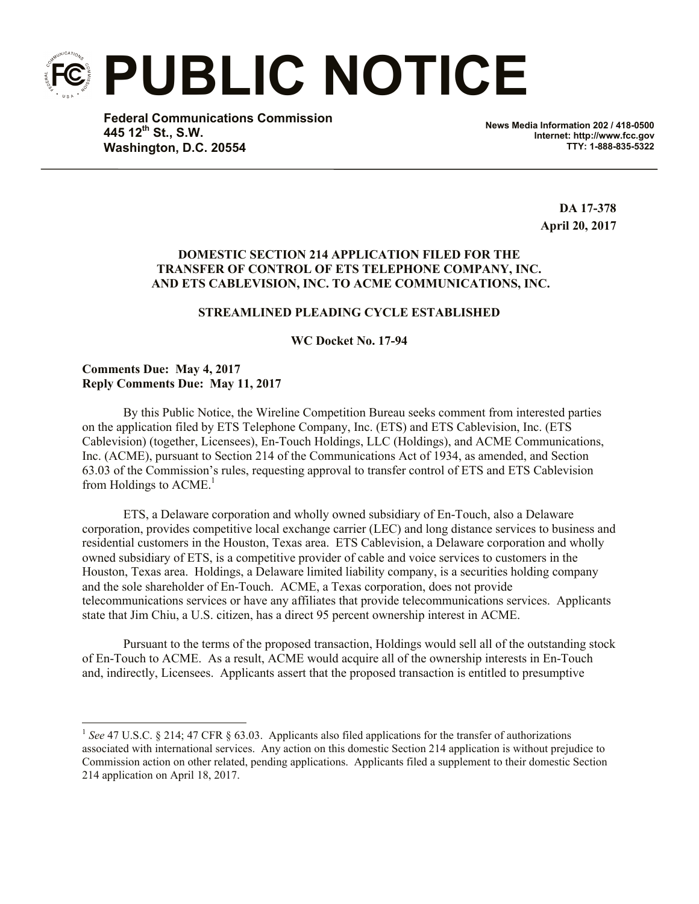# PUBLIC NOTICE

**Federal Communications Commission**
**445 12th St., S.W.**
**Washington, D.C. 20554**

**News Media Information 202 / 418-0500**
**Internet: http://www.fcc.gov**
**TTY: 1-888-835-5322**

**DA 17-378**
**April 20, 2017**

**DOMESTIC SECTION 214 APPLICATION FILED FOR THE TRANSFER OF CONTROL OF ETS TELEPHONE COMPANY, INC. AND ETS CABLEVISION, INC. TO ACME COMMUNICATIONS, INC.**

**STREAMLINED PLEADING CYCLE ESTABLISHED**

**WC Docket No. 17-94**

**Comments Due: May 4, 2017**
**Reply Comments Due: May 11, 2017**

By this Public Notice, the Wireline Competition Bureau seeks comment from interested parties on the application filed by ETS Telephone Company, Inc. (ETS) and ETS Cablevision, Inc. (ETS Cablevision) (together, Licensees), En-Touch Holdings, LLC (Holdings), and ACME Communications, Inc. (ACME), pursuant to Section 214 of the Communications Act of 1934, as amended, and Section 63.03 of the Commission's rules, requesting approval to transfer control of ETS and ETS Cablevision from Holdings to ACME.[1]

ETS, a Delaware corporation and wholly owned subsidiary of En-Touch, also a Delaware corporation, provides competitive local exchange carrier (LEC) and long distance services to business and residential customers in the Houston, Texas area. ETS Cablevision, a Delaware corporation and wholly owned subsidiary of ETS, is a competitive provider of cable and voice services to customers in the Houston, Texas area. Holdings, a Delaware limited liability company, is a securities holding company and the sole shareholder of En-Touch. ACME, a Texas corporation, does not provide telecommunications services or have any affiliates that provide telecommunications services. Applicants state that Jim Chiu, a U.S. citizen, has a direct 95 percent ownership interest in ACME.

Pursuant to the terms of the proposed transaction, Holdings would sell all of the outstanding stock of En-Touch to ACME. As a result, ACME would acquire all of the ownership interests in En-Touch and, indirectly, Licensees. Applicants assert that the proposed transaction is entitled to presumptive

[1] *See* 47 U.S.C. § 214; 47 CFR § 63.03. Applicants also filed applications for the transfer of authorizations associated with international services. Any action on this domestic Section 214 application is without prejudice to Commission action on other related, pending applications. Applicants filed a supplement to their domestic Section 214 application on April 18, 2017.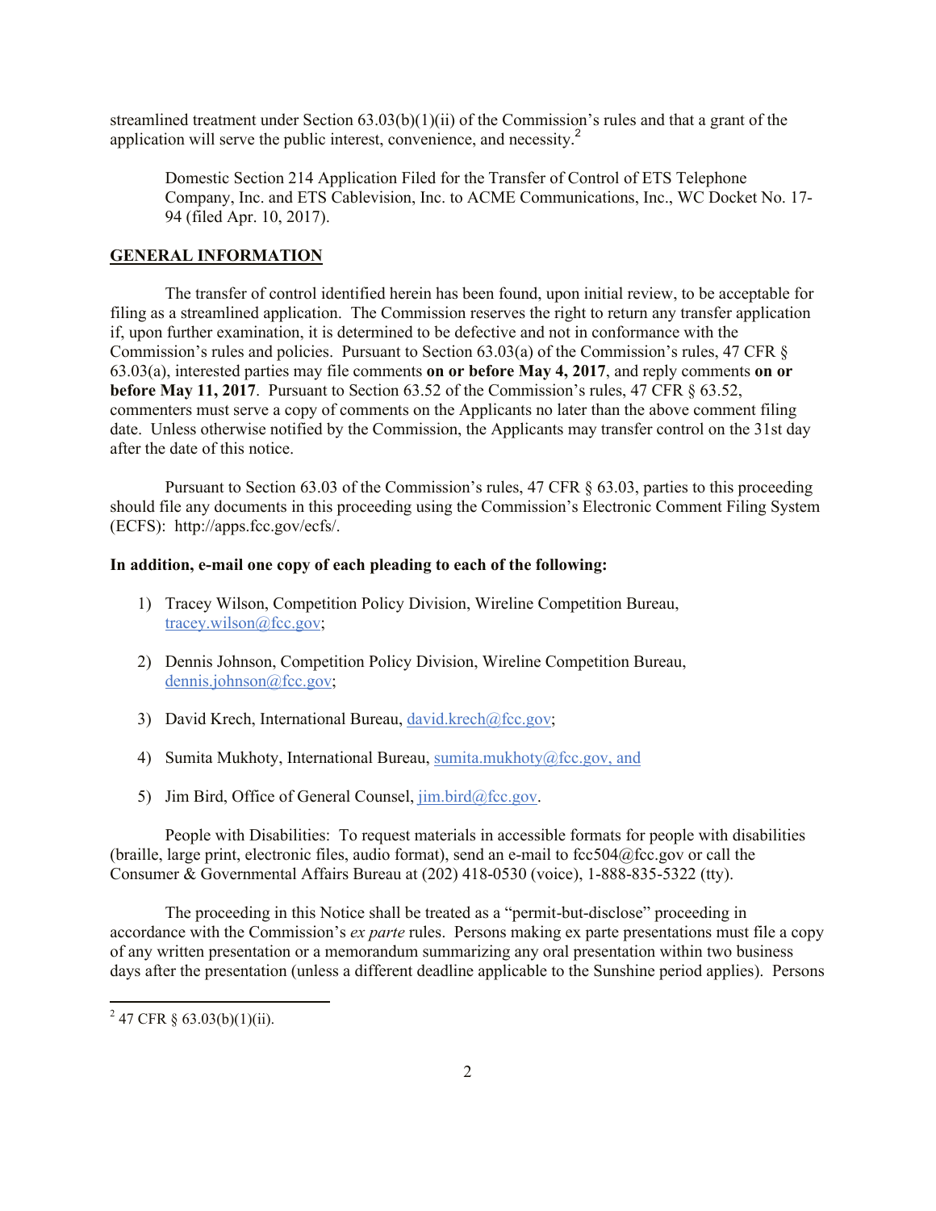streamlined treatment under Section 63.03(b)(1)(ii) of the Commission's rules and that a grant of the application will serve the public interest, convenience, and necessity.[2]

> Domestic Section 214 Application Filed for the Transfer of Control of ETS Telephone Company, Inc. and ETS Cablevision, Inc. to ACME Communications, Inc., WC Docket No. 17-94 (filed Apr. 10, 2017).

## GENERAL INFORMATION

The transfer of control identified herein has been found, upon initial review, to be acceptable for filing as a streamlined application. The Commission reserves the right to return any transfer application if, upon further examination, it is determined to be defective and not in conformance with the Commission's rules and policies. Pursuant to Section 63.03(a) of the Commission's rules, 47 CFR § 63.03(a), interested parties may file comments **on or before May 4, 2017**, and reply comments **on or before May 11, 2017**. Pursuant to Section 63.52 of the Commission's rules, 47 CFR § 63.52, commenters must serve a copy of comments on the Applicants no later than the above comment filing date. Unless otherwise notified by the Commission, the Applicants may transfer control on the 31st day after the date of this notice.

Pursuant to Section 63.03 of the Commission's rules, 47 CFR § 63.03, parties to this proceeding should file any documents in this proceeding using the Commission's Electronic Comment Filing System (ECFS): http://apps.fcc.gov/ecfs/.

**In addition, e-mail one copy of each pleading to each of the following:**

1) Tracey Wilson, Competition Policy Division, Wireline Competition Bureau, tracey.wilson@fcc.gov;
2) Dennis Johnson, Competition Policy Division, Wireline Competition Bureau, dennis.johnson@fcc.gov;
3) David Krech, International Bureau, david.krech@fcc.gov;
4) Sumita Mukhoty, International Bureau, sumita.mukhoty@fcc.gov, and
5) Jim Bird, Office of General Counsel, jim.bird@fcc.gov.

People with Disabilities: To request materials in accessible formats for people with disabilities (braille, large print, electronic files, audio format), send an e-mail to fcc504@fcc.gov or call the Consumer & Governmental Affairs Bureau at (202) 418-0530 (voice), 1-888-835-5322 (tty).

The proceeding in this Notice shall be treated as a "permit-but-disclose" proceeding in accordance with the Commission's *ex parte* rules. Persons making ex parte presentations must file a copy of any written presentation or a memorandum summarizing any oral presentation within two business days after the presentation (unless a different deadline applicable to the Sunshine period applies). Persons

---

[2] 47 CFR § 63.03(b)(1)(ii).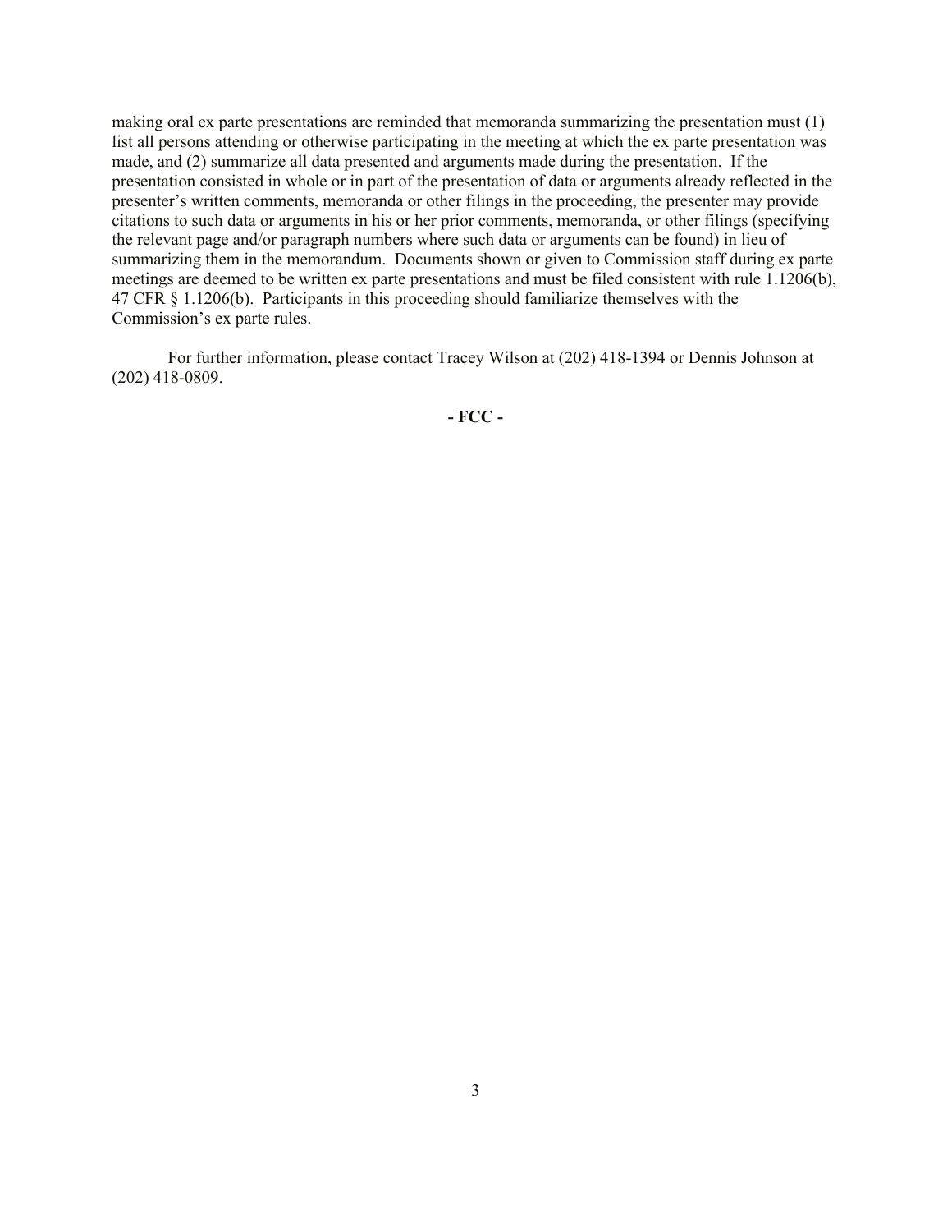making oral ex parte presentations are reminded that memoranda summarizing the presentation must (1) list all persons attending or otherwise participating in the meeting at which the ex parte presentation was made, and (2) summarize all data presented and arguments made during the presentation. If the presentation consisted in whole or in part of the presentation of data or arguments already reflected in the presenter's written comments, memoranda or other filings in the proceeding, the presenter may provide citations to such data or arguments in his or her prior comments, memoranda, or other filings (specifying the relevant page and/or paragraph numbers where such data or arguments can be found) in lieu of summarizing them in the memorandum. Documents shown or given to Commission staff during ex parte meetings are deemed to be written ex parte presentations and must be filed consistent with rule 1.1206(b), 47 CFR § 1.1206(b). Participants in this proceeding should familiarize themselves with the Commission's ex parte rules.

For further information, please contact Tracey Wilson at (202) 418-1394 or Dennis Johnson at (202) 418-0809.

**- FCC -**